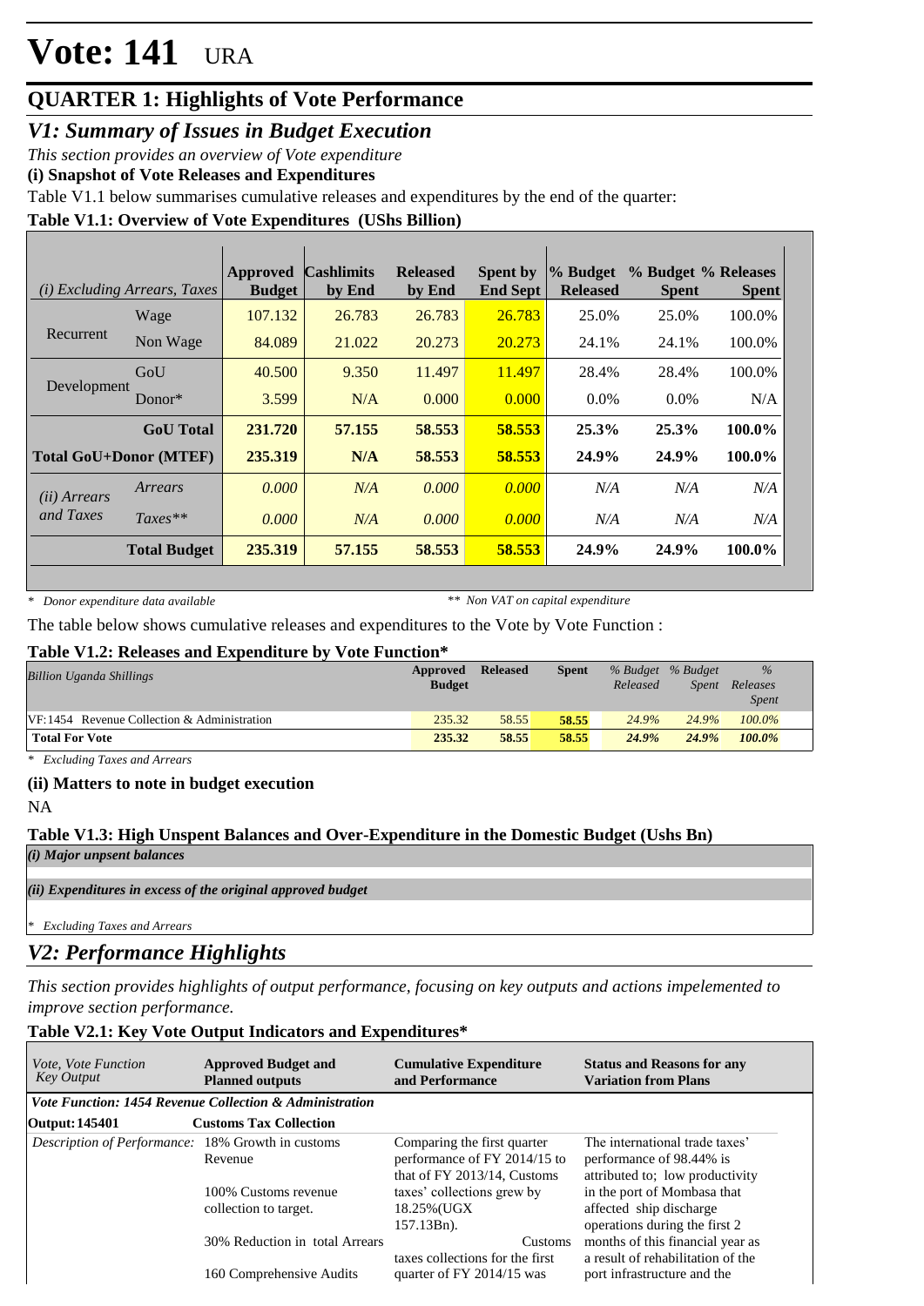# Vote: 141 URA

## QUARTER 1: Highlights of Vote Performance

### V1: Summary of Issues in Budget Execution

*This section provides an overview of Vote expenditure*

**(i) Snapshot of Vote Releases and Expenditures**

Table V1.1 below summarises cumulative releases and expenditures by the end of the quarter:

**Table V1.1: Overview of Vote Expenditures (UShs Billion)**

| *(i) Excluding Arrears, Taxes* | | Approved Budget | Cashlimits by End | Released by End | Spent by End Sept | % Budget Released | % Budget Spent | % Releases Spent |
|---|---|---|---|---|---|---|---|---|
| Recurrent | Wage | 107.132 | 26.783 | 26.783 | 26.783 | 25.0% | 25.0% | 100.0% |
| | Non Wage | 84.089 | 21.022 | 20.273 | 20.273 | 24.1% | 24.1% | 100.0% |
| Development | GoU | 40.500 | 9.350 | 11.497 | 11.497 | 28.4% | 28.4% | 100.0% |
| | Donor* | 3.599 | N/A | 0.000 | 0.000 | 0.0% | 0.0% | N/A |
| | **GoU Total** | **231.720** | **57.155** | **58.553** | **58.553** | **25.3%** | **25.3%** | **100.0%** |
| **Total GoU+Donor (MTEF)** | | **235.319** | **N/A** | **58.553** | **58.553** | **24.9%** | **24.9%** | **100.0%** |
| *(ii) Arrears and Taxes* | *Arrears* | *0.000* | *N/A* | *0.000* | *0.000* | *N/A* | *N/A* | *N/A* |
| | *Taxes*** | *0.000* | *N/A* | *0.000* | *0.000* | *N/A* | *N/A* | *N/A* |
| | **Total Budget** | **235.319** | **57.155** | **58.553** | **58.553** | **24.9%** | **24.9%** | **100.0%** |

*\* Donor expenditure data available* &nbsp;&nbsp;&nbsp;&nbsp; *\*\* Non VAT on capital expenditure*

The table below shows cumulative releases and expenditures to the Vote by Vote Function :

**Table V1.2: Releases and Expenditure by Vote Function***

| *Billion Uganda Shillings* | Approved Budget | Released | Spent | *% Budget Released* | *% Budget Spent* | *% Releases Spent* |
|---|---|---|---|---|---|---|
| VF:1454 Revenue Collection & Administration | 235.32 | 58.55 | 58.55 | *24.9%* | *24.9%* | *100.0%* |
| **Total For Vote** | **235.32** | **58.55** | **58.55** | ***24.9%*** | ***24.9%*** | ***100.0%*** |

*\* Excluding Taxes and Arrears*

**(ii) Matters to note in budget execution**

NA

**Table V1.3: High Unspent Balances and Over-Expenditure in the Domestic Budget (Ushs Bn)**

***(i) Major unpsent balances***

***(ii) Expenditures in excess of the original approved budget***

*\* Excluding Taxes and Arrears*

### V2: Performance Highlights

*This section provides highlights of output performance, focusing on key outputs and actions impelemented to improve section performance.*

**Table V2.1: Key Vote Output Indicators and Expenditures***

| *Vote, Vote Function Key Output* | Approved Budget and Planned outputs | Cumulative Expenditure and Performance | Status and Reasons for any Variation from Plans |
|---|---|---|---|
| ***Vote Function: 1454 Revenue Collection & Administration*** | | | |
| **Output: 145401** | **Customs Tax Collection** | | |
| *Description of Performance:* | 18% Growth in customs Revenue<br><br>100% Customs revenue collection to target.<br><br>30% Reduction in total Arrears<br><br>160 Comprehensive Audits | Comparing the first quarter performance of FY 2014/15 to that of FY 2013/14, Customs taxes' collections grew by 18.25%(UGX 157.13Bn).<br><br>Customs taxes collections for the first quarter of FY 2014/15 was | The international trade taxes' performance of 98.44% is attributed to; low productivity in the port of Mombasa that affected ship discharge operations during the first 2 months of this financial year as a result of rehabilitation of the port infrastructure and the |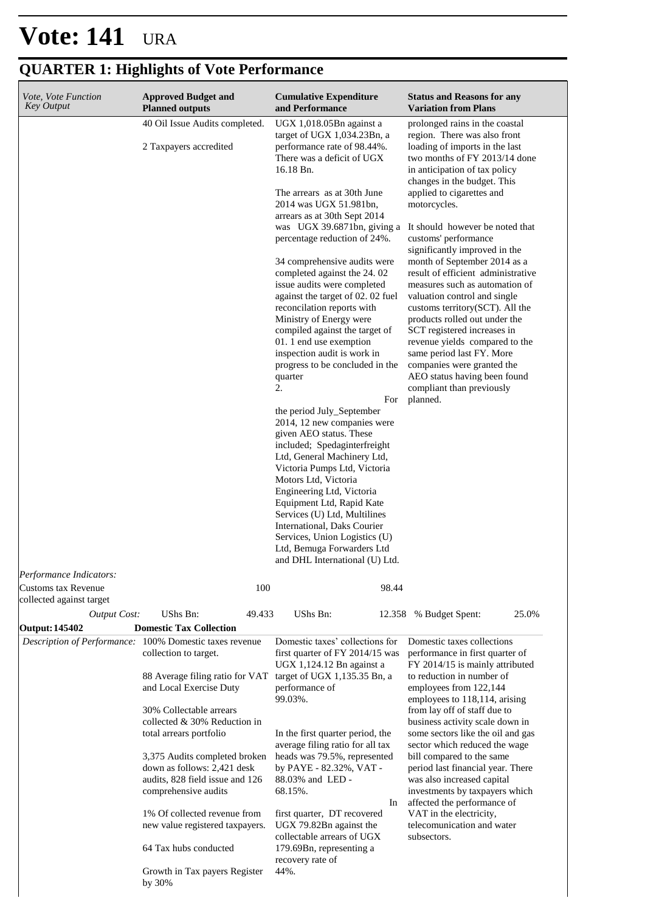# Vote: 141 URA

## QUARTER 1: Highlights of Vote Performance

| *Vote, Vote Function Key Output* | **Approved Budget and Planned outputs** | **Cumulative Expenditure and Performance** | **Status and Reasons for any Variation from Plans** |
|---|---|---|---|
| | 40 Oil Issue Audits completed.<br><br>2 Taxpayers accredited | UGX 1,018.05Bn against a target of UGX 1,034.23Bn, a performance rate of 98.44%. There was a deficit of UGX 16.18 Bn.<br><br>The arrears as at 30th June 2014 was UGX 51.981bn, arrears as at 30th Sept 2014 was UGX 39.6871bn, giving a percentage reduction of 24%.<br><br>34 comprehensive audits were completed against the 24. 02 issue audits were completed against the target of 02. 02 fuel reconcilation reports with Ministry of Energy were compiled against the target of 01. 1 end use exemption inspection audit is work in progress to be concluded in the quarter 2.<br><br>For the period July_September 2014, 12 new companies were given AEO status. These included; Spedaginterfreight Ltd, General Machinery Ltd, Victoria Pumps Ltd, Victoria Motors Ltd, Victoria Engineering Ltd, Victoria Equipment Ltd, Rapid Kate Services (U) Ltd, Multilines International, Daks Courier Services, Union Logistics (U) Ltd, Bemuga Forwarders Ltd and DHL International (U) Ltd. | prolonged rains in the coastal region. There was also front loading of imports in the last two months of FY 2013/14 done in anticipation of tax policy changes in the budget. This applied to cigarettes and motorcycles.<br><br>It should however be noted that customs' performance significantly improved in the month of September 2014 as a result of efficient administrative measures such as automation of valuation control and single customs territory(SCT). All the products rolled out under the SCT registered increases in revenue yields compared to the same period last FY. More companies were granted the AEO status having been found compliant than previously planned. |
| *Performance Indicators:* | | | |
| Customs tax Revenue collected against target | 100 | 98.44 | |
| *Output Cost:* | UShs Bn: 49.433 | UShs Bn: 12.358 | % Budget Spent: 25.0% |
| **Output: 145402** | **Domestic Tax Collection** | | |
| *Description of Performance:* | 100% Domestic taxes revenue collection to target.<br><br>88 Average filing ratio for VAT and Local Exercise Duty<br><br>30% Collectable arrears collected & 30% Reduction in total arrears portfolio<br><br>3,375 Audits completed broken down as follows: 2,421 desk audits, 828 field issue and 126 comprehensive audits<br><br>1% Of collected revenue from new value registered taxpayers.<br><br>64 Tax hubs conducted<br><br>Growth in Tax payers Register by 30% | Domestic taxes' collections for first quarter of FY 2014/15 was UGX 1,124.12 Bn against a target of UGX 1,135.35 Bn, a performance of 99.03%.<br><br>In the first quarter period, the average filing ratio for all tax heads was 79.5%, represented by PAYE - 82.32%, VAT - 88.03% and LED - 68.15%.<br><br>In first quarter, DT recovered UGX 79.82Bn against the collectable arrears of UGX 179.69Bn, representing a recovery rate of 44%. | Domestic taxes collections performance in first quarter of FY 2014/15 is mainly attributed to reduction in number of employees from 122,144 employees to 118,114, arising from lay off of staff due to business activity scale down in some sectors like the oil and gas sector which reduced the wage bill compared to the same period last financial year. There was also increased capital investments by taxpayers which affected the performance of VAT in the electricity, telecomunication and water subsectors. |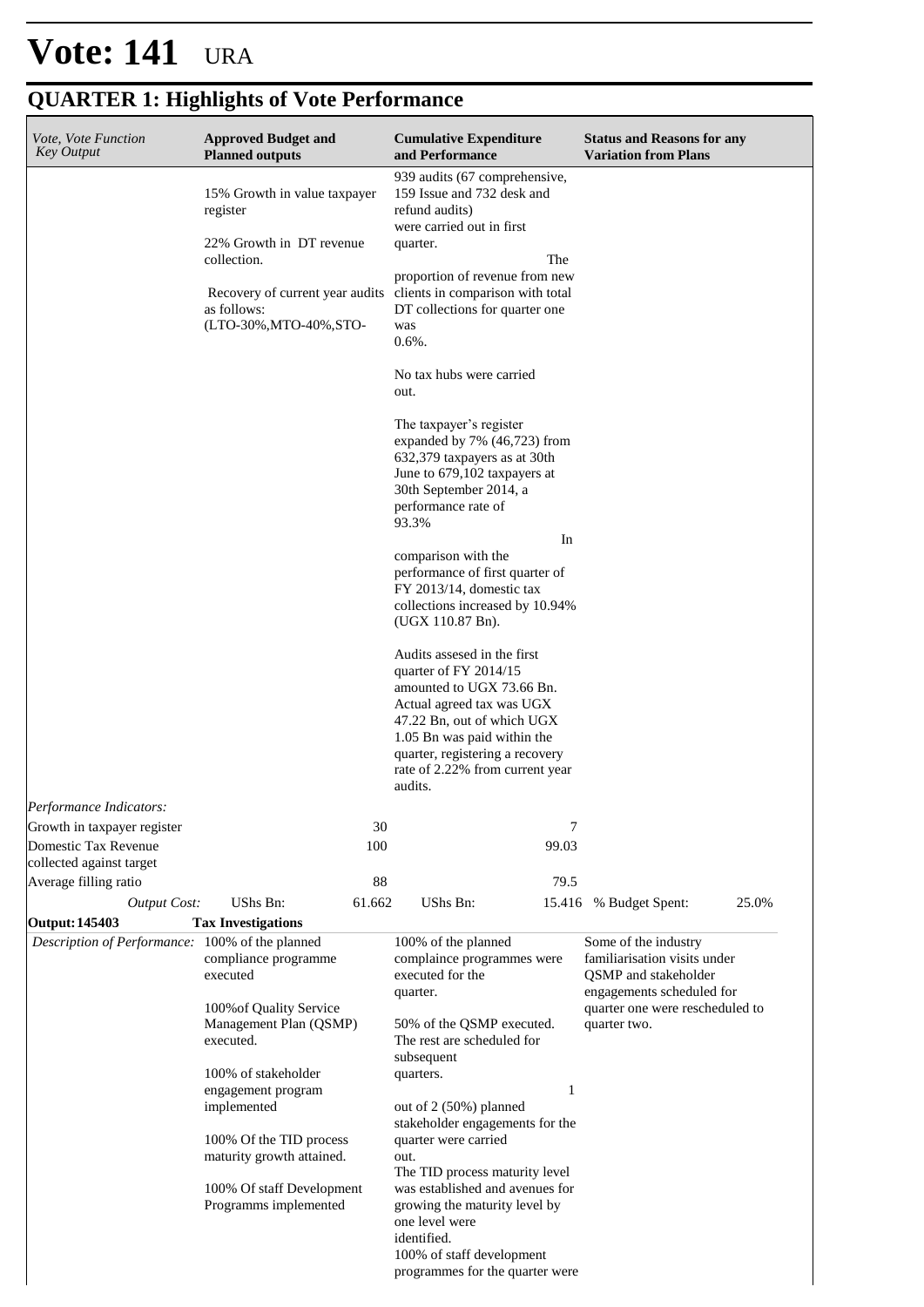# Vote: 141 URA

## QUARTER 1: Highlights of Vote Performance

| *Vote, Vote Function Key Output* | **Approved Budget and Planned outputs** | **Cumulative Expenditure and Performance** | **Status and Reasons for any Variation from Plans** |
|---|---|---|---|
| | 15% Growth in value taxpayer register<br><br>22% Growth in DT revenue collection.<br><br>Recovery of current year audits as follows: (LTO-30%,MTO-40%,STO- | 939 audits (67 comprehensive, 159 Issue and 732 desk and refund audits) were carried out in first quarter.<br><br>The proportion of revenue from new clients in comparison with total DT collections for quarter one was 0.6%.<br><br>No tax hubs were carried out.<br><br>The taxpayer's register expanded by 7% (46,723) from 632,379 taxpayers as at 30th June to 679,102 taxpayers at 30th September 2014, a performance rate of 93.3%<br><br>In comparison with the performance of first quarter of FY 2013/14, domestic tax collections increased by 10.94% (UGX 110.87 Bn).<br><br>Audits assesed in the first quarter of FY 2014/15 amounted to UGX 73.66 Bn. Actual agreed tax was UGX 47.22 Bn, out of which UGX 1.05 Bn was paid within the quarter, registering a recovery rate of 2.22% from current year audits. | |
| *Performance Indicators:* | | | |
| Growth in taxpayer register | 30 | 7 | |
| Domestic Tax Revenue collected against target | 100 | 99.03 | |
| Average filling ratio | 88 | 79.5 | |
| *Output Cost:* | UShs Bn: 61.662 | UShs Bn: 15.416 | % Budget Spent: 25.0% |
| **Output: 145403** | **Tax Investigations** | | |
| *Description of Performance:* | 100% of the planned compliance programme executed<br><br>100%of Quality Service Management Plan (QSMP) executed.<br><br>100% of stakeholder engagement program implemented<br><br>100% Of the TID process maturity growth attained.<br><br>100% Of staff Development Programms implemented | 100% of the planned complaince programmes were executed for the quarter.<br><br>50% of the QSMP executed. The rest are scheduled for subsequent quarters.<br><br>1 out of 2 (50%) planned stakeholder engagements for the quarter were carried out.<br>The TID process maturity level was established and avenues for growing the maturity level by one level were identified.<br>100% of staff development programmes for the quarter were | Some of the industry familiarisation visits under QSMP and stakeholder engagements scheduled for quarter one were rescheduled to quarter two. |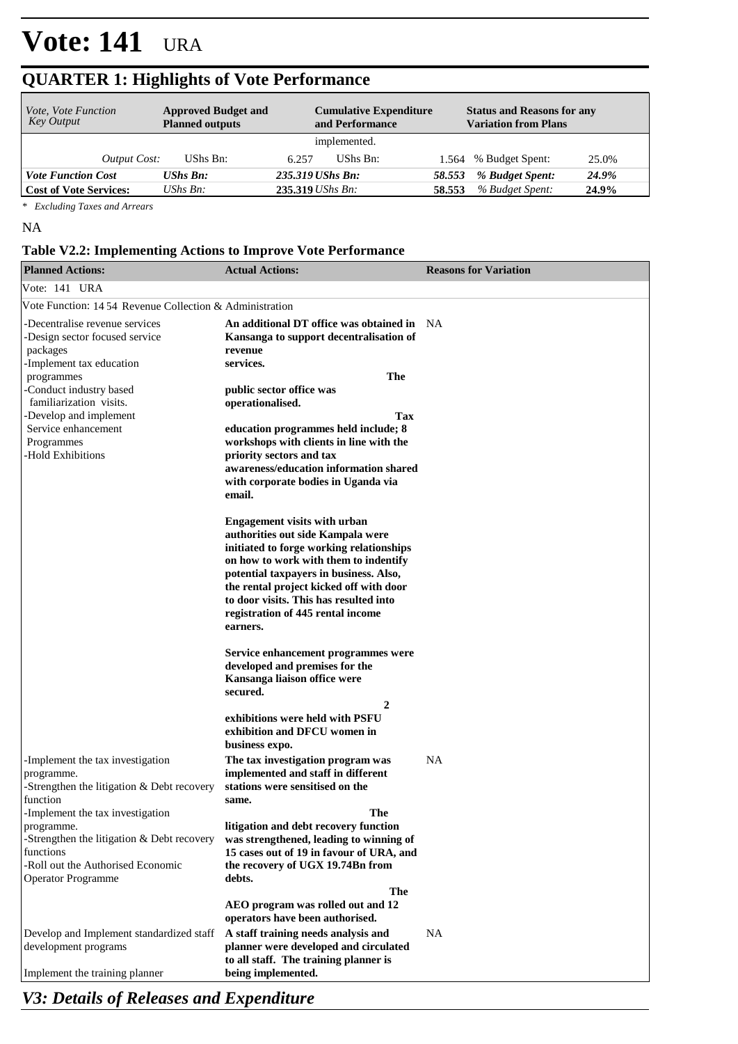# Vote: 141 URA

## QUARTER 1: Highlights of Vote Performance

| *Vote, Vote Function Key Output* | **Approved Budget and Planned outputs** | | **Cumulative Expenditure and Performance** | | **Status and Reasons for any Variation from Plans** | |
|---|---|---|---|---|---|---|
| | | | implemented. | | | |
| *Output Cost:* | UShs Bn: | 6.257 | UShs Bn: | 1.564 | % Budget Spent: | 25.0% |
| ***Vote Function Cost*** | ***UShs Bn:*** | ***235.319*** | ***UShs Bn:*** | ***58.553*** | ***% Budget Spent:*** | ***24.9%*** |
| **Cost of Vote Services:** | *UShs Bn:* | **235.319** | *UShs Bn:* | **58.553** | *% Budget Spent:* | **24.9%** |

*\* Excluding Taxes and Arrears*

NA

### Table V2.2: Implementing Actions to Improve Vote Performance

| **Planned Actions:** | **Actual Actions:** | **Reasons for Variation** |
|---|---|---|
| Vote: 141 URA | | |
| Vote Function: 14 54 Revenue Collection & Administration | | |
| -Decentralise revenue services<br>-Design sector focused service packages<br>-Implement tax education programmes<br>-Conduct industry based familiarization visits.<br>-Develop and implement Service enhancement Programmes<br>-Hold Exhibitions | **An additional DT office was obtained in Kansanga to support decentralisation of revenue services.<br>The public sector office was operationalised.<br>Tax education programmes held include; 8 workshops with clients in line with the priority sectors and tax awareness/education information shared with corporate bodies in Uganda via email.<br><br>Engagement visits with urban authorities out side Kampala were initiated to forge working relationships on how to work with them to indentify potential taxpayers in business. Also, the rental project kicked off with door to door visits. This has resulted into registration of 445 rental income earners.<br><br>Service enhancement programmes were developed and premises for the Kansanga liaison office were secured.<br>2 exhibitions were held with PSFU exhibition and DFCU women in business expo.** | NA |
| -Implement the tax investigation programme.<br>-Strengthen the litigation & Debt recovery function<br>-Implement the tax investigation programme.<br>-Strengthen the litigation & Debt recovery functions<br>-Roll out the Authorised Economic Operator Programme | **The tax investigation program was implemented and staff in different stations were sensitised on the same.<br>The litigation and debt recovery function was strengthened, leading to winning of 15 cases out of 19 in favour of URA, and the recovery of UGX 19.74Bn from debts.<br>The AEO program was rolled out and 12 operators have been authorised.** | NA |
| Develop and Implement standardized staff development programs<br><br>Implement the training planner | **A staff training needs analysis and planner were developed and circulated to all staff. The training planner is being implemented.** | NA |

## *V3: Details of Releases and Expenditure*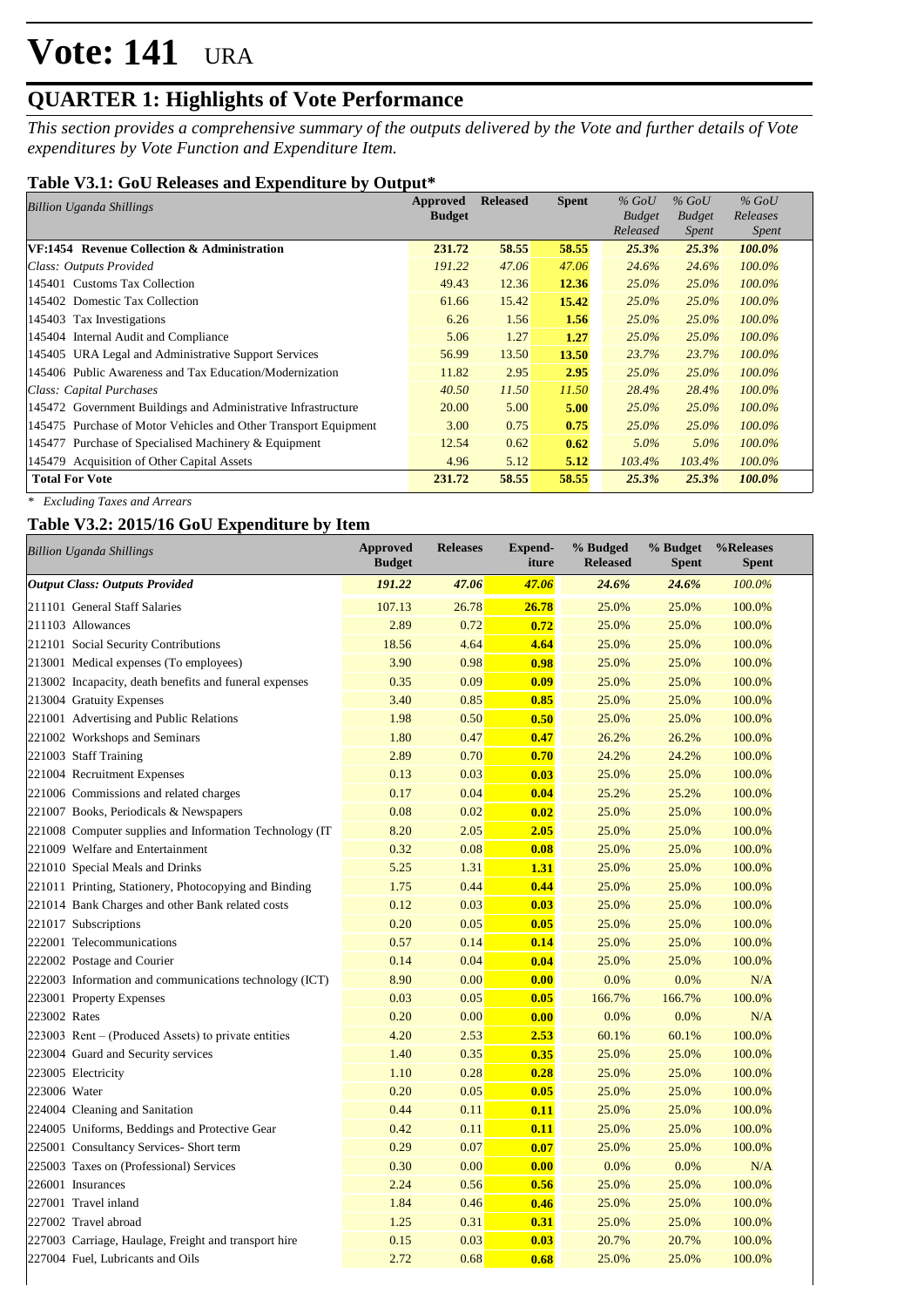# Vote: 141 URA

## QUARTER 1: Highlights of Vote Performance

*This section provides a comprehensive summary of the outputs delivered by the Vote and further details of Vote expenditures by Vote Function and Expenditure Item.*

### Table V3.1: GoU Releases and Expenditure by Output*

| *Billion Uganda Shillings* | Approved Budget | Released | Spent | *% GoU Budget Released* | *% GoU Budget Spent* | *% GoU Releases Spent* |
|---|---|---|---|---|---|---|
| **VF:1454 Revenue Collection & Administration** | **231.72** | **58.55** | **58.55** | ***25.3%*** | ***25.3%*** | ***100.0%*** |
| *Class: Outputs Provided* | *191.22* | *47.06* | *47.06* | *24.6%* | *24.6%* | *100.0%* |
| 145401 Customs Tax Collection | 49.43 | 12.36 | **12.36** | *25.0%* | *25.0%* | *100.0%* |
| 145402 Domestic Tax Collection | 61.66 | 15.42 | **15.42** | *25.0%* | *25.0%* | *100.0%* |
| 145403 Tax Investigations | 6.26 | 1.56 | **1.56** | *25.0%* | *25.0%* | *100.0%* |
| 145404 Internal Audit and Compliance | 5.06 | 1.27 | **1.27** | *25.0%* | *25.0%* | *100.0%* |
| 145405 URA Legal and Administrative Support Services | 56.99 | 13.50 | **13.50** | *23.7%* | *23.7%* | *100.0%* |
| 145406 Public Awareness and Tax Education/Modernization | 11.82 | 2.95 | **2.95** | *25.0%* | *25.0%* | *100.0%* |
| *Class: Capital Purchases* | *40.50* | *11.50* | *11.50* | *28.4%* | *28.4%* | *100.0%* |
| 145472 Government Buildings and Administrative Infrastructure | 20.00 | 5.00 | **5.00** | *25.0%* | *25.0%* | *100.0%* |
| 145475 Purchase of Motor Vehicles and Other Transport Equipment | 3.00 | 0.75 | **0.75** | *25.0%* | *25.0%* | *100.0%* |
| 145477 Purchase of Specialised Machinery & Equipment | 12.54 | 0.62 | **0.62** | *5.0%* | *5.0%* | *100.0%* |
| 145479 Acquisition of Other Capital Assets | 4.96 | 5.12 | **5.12** | *103.4%* | *103.4%* | *100.0%* |
| **Total For Vote** | **231.72** | **58.55** | **58.55** | ***25.3%*** | ***25.3%*** | ***100.0%*** |

*\* Excluding Taxes and Arrears*

### Table V3.2: 2015/16 GoU Expenditure by Item

| *Billion Uganda Shillings* | Approved Budget | Releases | Expend-iture | % Budged Released | % Budget Spent | %Releases Spent |
|---|---|---|---|---|---|---|
| ***Output Class: Outputs Provided*** | ***191.22*** | ***47.06*** | ***47.06*** | ***24.6%*** | ***24.6%*** | *100.0%* |
| 211101 General Staff Salaries | 107.13 | 26.78 | **26.78** | 25.0% | 25.0% | 100.0% |
| 211103 Allowances | 2.89 | 0.72 | **0.72** | 25.0% | 25.0% | 100.0% |
| 212101 Social Security Contributions | 18.56 | 4.64 | **4.64** | 25.0% | 25.0% | 100.0% |
| 213001 Medical expenses (To employees) | 3.90 | 0.98 | **0.98** | 25.0% | 25.0% | 100.0% |
| 213002 Incapacity, death benefits and funeral expenses | 0.35 | 0.09 | **0.09** | 25.0% | 25.0% | 100.0% |
| 213004 Gratuity Expenses | 3.40 | 0.85 | **0.85** | 25.0% | 25.0% | 100.0% |
| 221001 Advertising and Public Relations | 1.98 | 0.50 | **0.50** | 25.0% | 25.0% | 100.0% |
| 221002 Workshops and Seminars | 1.80 | 0.47 | **0.47** | 26.2% | 26.2% | 100.0% |
| 221003 Staff Training | 2.89 | 0.70 | **0.70** | 24.2% | 24.2% | 100.0% |
| 221004 Recruitment Expenses | 0.13 | 0.03 | **0.03** | 25.0% | 25.0% | 100.0% |
| 221006 Commissions and related charges | 0.17 | 0.04 | **0.04** | 25.2% | 25.2% | 100.0% |
| 221007 Books, Periodicals & Newspapers | 0.08 | 0.02 | **0.02** | 25.0% | 25.0% | 100.0% |
| 221008 Computer supplies and Information Technology (IT | 8.20 | 2.05 | **2.05** | 25.0% | 25.0% | 100.0% |
| 221009 Welfare and Entertainment | 0.32 | 0.08 | **0.08** | 25.0% | 25.0% | 100.0% |
| 221010 Special Meals and Drinks | 5.25 | 1.31 | **1.31** | 25.0% | 25.0% | 100.0% |
| 221011 Printing, Stationery, Photocopying and Binding | 1.75 | 0.44 | **0.44** | 25.0% | 25.0% | 100.0% |
| 221014 Bank Charges and other Bank related costs | 0.12 | 0.03 | **0.03** | 25.0% | 25.0% | 100.0% |
| 221017 Subscriptions | 0.20 | 0.05 | **0.05** | 25.0% | 25.0% | 100.0% |
| 222001 Telecommunications | 0.57 | 0.14 | **0.14** | 25.0% | 25.0% | 100.0% |
| 222002 Postage and Courier | 0.14 | 0.04 | **0.04** | 25.0% | 25.0% | 100.0% |
| 222003 Information and communications technology (ICT) | 8.90 | 0.00 | **0.00** | 0.0% | 0.0% | N/A |
| 223001 Property Expenses | 0.03 | 0.05 | **0.05** | 166.7% | 166.7% | 100.0% |
| 223002 Rates | 0.20 | 0.00 | **0.00** | 0.0% | 0.0% | N/A |
| 223003 Rent – (Produced Assets) to private entities | 4.20 | 2.53 | **2.53** | 60.1% | 60.1% | 100.0% |
| 223004 Guard and Security services | 1.40 | 0.35 | **0.35** | 25.0% | 25.0% | 100.0% |
| 223005 Electricity | 1.10 | 0.28 | **0.28** | 25.0% | 25.0% | 100.0% |
| 223006 Water | 0.20 | 0.05 | **0.05** | 25.0% | 25.0% | 100.0% |
| 224004 Cleaning and Sanitation | 0.44 | 0.11 | **0.11** | 25.0% | 25.0% | 100.0% |
| 224005 Uniforms, Beddings and Protective Gear | 0.42 | 0.11 | **0.11** | 25.0% | 25.0% | 100.0% |
| 225001 Consultancy Services- Short term | 0.29 | 0.07 | **0.07** | 25.0% | 25.0% | 100.0% |
| 225003 Taxes on (Professional) Services | 0.30 | 0.00 | **0.00** | 0.0% | 0.0% | N/A |
| 226001 Insurances | 2.24 | 0.56 | **0.56** | 25.0% | 25.0% | 100.0% |
| 227001 Travel inland | 1.84 | 0.46 | **0.46** | 25.0% | 25.0% | 100.0% |
| 227002 Travel abroad | 1.25 | 0.31 | **0.31** | 25.0% | 25.0% | 100.0% |
| 227003 Carriage, Haulage, Freight and transport hire | 0.15 | 0.03 | **0.03** | 20.7% | 20.7% | 100.0% |
| 227004 Fuel, Lubricants and Oils | 2.72 | 0.68 | **0.68** | 25.0% | 25.0% | 100.0% |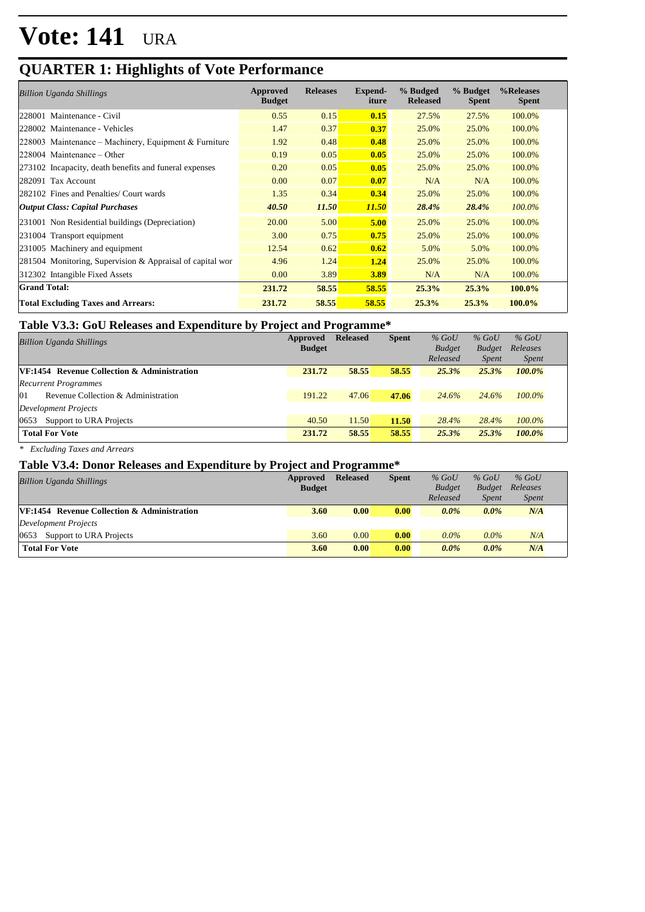# Vote: 141 URA

## QUARTER 1: Highlights of Vote Performance

| *Billion Uganda Shillings* | Approved Budget | Releases | Expend-iture | % Budged Released | % Budget Spent | %Releases Spent |
|---|---|---|---|---|---|---|
| 228001 Maintenance - Civil | 0.55 | 0.15 | **0.15** | 27.5% | 27.5% | 100.0% |
| 228002 Maintenance - Vehicles | 1.47 | 0.37 | **0.37** | 25.0% | 25.0% | 100.0% |
| 228003 Maintenance – Machinery, Equipment & Furniture | 1.92 | 0.48 | **0.48** | 25.0% | 25.0% | 100.0% |
| 228004 Maintenance – Other | 0.19 | 0.05 | **0.05** | 25.0% | 25.0% | 100.0% |
| 273102 Incapacity, death benefits and funeral expenses | 0.20 | 0.05 | **0.05** | 25.0% | 25.0% | 100.0% |
| 282091 Tax Account | 0.00 | 0.07 | **0.07** | N/A | N/A | 100.0% |
| 282102 Fines and Penalties/ Court wards | 1.35 | 0.34 | **0.34** | 25.0% | 25.0% | 100.0% |
| ***Output Class: Capital Purchases*** | ***40.50*** | ***11.50*** | ***11.50*** | ***28.4%*** | ***28.4%*** | *100.0%* |
| 231001 Non Residential buildings (Depreciation) | 20.00 | 5.00 | **5.00** | 25.0% | 25.0% | 100.0% |
| 231004 Transport equipment | 3.00 | 0.75 | **0.75** | 25.0% | 25.0% | 100.0% |
| 231005 Machinery and equipment | 12.54 | 0.62 | **0.62** | 5.0% | 5.0% | 100.0% |
| 281504 Monitoring, Supervision & Appraisal of capital wor | 4.96 | 1.24 | **1.24** | 25.0% | 25.0% | 100.0% |
| 312302 Intangible Fixed Assets | 0.00 | 3.89 | **3.89** | N/A | N/A | 100.0% |
| **Grand Total:** | **231.72** | **58.55** | **58.55** | **25.3%** | **25.3%** | **100.0%** |
| **Total Excluding Taxes and Arrears:** | **231.72** | **58.55** | **58.55** | **25.3%** | **25.3%** | **100.0%** |

## Table V3.3: GoU Releases and Expenditure by Project and Programme*

| *Billion Uganda Shillings* | Approved Budget | Released | Spent | *% GoU Budget Released* | *% GoU Budget Spent* | *% GoU Releases Spent* |
|---|---|---|---|---|---|---|
| **VF:1454 Revenue Collection & Administration** | **231.72** | **58.55** | **58.55** | ***25.3%*** | ***25.3%*** | ***100.0%*** |
| *Recurrent Programmes* | | | | | | |
| 01 Revenue Collection & Administration | 191.22 | 47.06 | **47.06** | *24.6%* | *24.6%* | *100.0%* |
| *Development Projects* | | | | | | |
| 0653 Support to URA Projects | 40.50 | 11.50 | **11.50** | *28.4%* | *28.4%* | *100.0%* |
| **Total For Vote** | **231.72** | **58.55** | **58.55** | ***25.3%*** | ***25.3%*** | ***100.0%*** |

*\* Excluding Taxes and Arrears*

## Table V3.4: Donor Releases and Expenditure by Project and Programme*

| *Billion Uganda Shillings* | Approved Budget | Released | Spent | *% GoU Budget Released* | *% GoU Budget Spent* | *% GoU Releases Spent* |
|---|---|---|---|---|---|---|
| **VF:1454 Revenue Collection & Administration** | **3.60** | **0.00** | **0.00** | ***0.0%*** | ***0.0%*** | ***N/A*** |
| *Development Projects* | | | | | | |
| 0653 Support to URA Projects | 3.60 | 0.00 | **0.00** | *0.0%* | *0.0%* | *N/A* |
| **Total For Vote** | **3.60** | **0.00** | **0.00** | ***0.0%*** | ***0.0%*** | ***N/A*** |